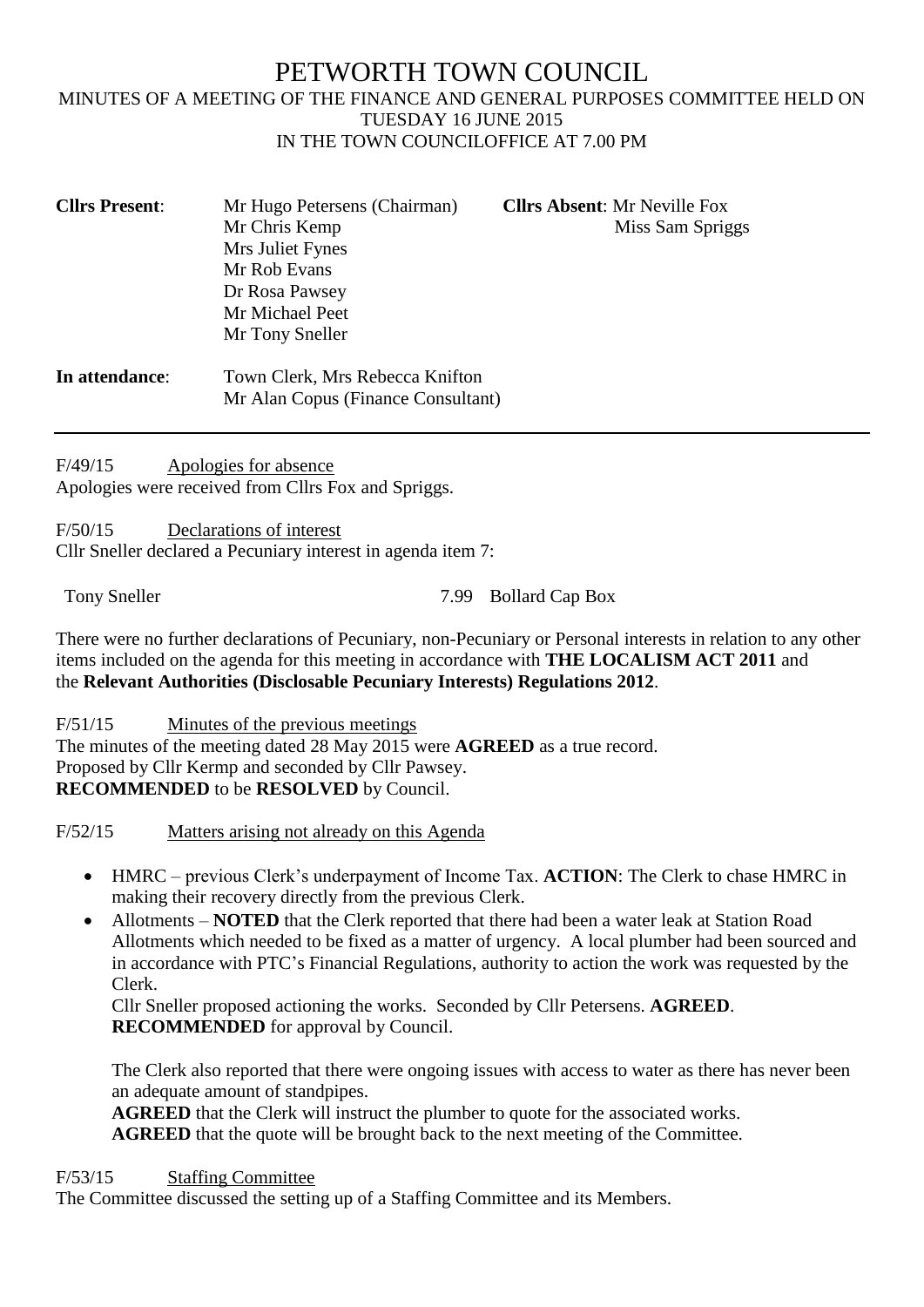# PETWORTH TOWN COUNCIL

MINUTES OF A MEETING OF THE FINANCE AND GENERAL PURPOSES COMMITTEE HELD ON TUESDAY 16 JUNE 2015
IN THE TOWN COUNCILOFFICE AT 7.00 PM

| **Cllrs Present**: | Mr Hugo Petersens (Chairman) | **Cllrs Absent**: Mr Neville Fox |
|---|---|---|
| | Mr Chris Kemp | Miss Sam Spriggs |
| | Mrs Juliet Fynes | |
| | Mr Rob Evans | |
| | Dr Rosa Pawsey | |
| | Mr Michael Peet | |
| | Mr Tony Sneller | |
| **In attendance**: | Town Clerk, Mrs Rebecca Knifton | |
| | Mr Alan Copus (Finance Consultant) | |

---

F/49/15 Apologies for absence
Apologies were received from Cllrs Fox and Spriggs.

F/50/15 Declarations of interest
Cllr Sneller declared a Pecuniary interest in agenda item 7:

Tony Sneller 7.99 Bollard Cap Box

There were no further declarations of Pecuniary, non-Pecuniary or Personal interests in relation to any other items included on the agenda for this meeting in accordance with **THE LOCALISM ACT 2011** and the **Relevant Authorities (Disclosable Pecuniary Interests) Regulations 2012**.

F/51/15 Minutes of the previous meetings
The minutes of the meeting dated 28 May 2015 were **AGREED** as a true record.
Proposed by Cllr Kermp and seconded by Cllr Pawsey.
**RECOMMENDED** to be **RESOLVED** by Council.

F/52/15 Matters arising not already on this Agenda

- HMRC – previous Clerk's underpayment of Income Tax. **ACTION**: The Clerk to chase HMRC in making their recovery directly from the previous Clerk.
- Allotments – **NOTED** that the Clerk reported that there had been a water leak at Station Road Allotments which needed to be fixed as a matter of urgency. A local plumber had been sourced and in accordance with PTC's Financial Regulations, authority to action the work was requested by the Clerk.
  Cllr Sneller proposed actioning the works. Seconded by Cllr Petersens. **AGREED**.
  **RECOMMENDED** for approval by Council.

  The Clerk also reported that there were ongoing issues with access to water as there has never been an adequate amount of standpipes.
  **AGREED** that the Clerk will instruct the plumber to quote for the associated works.
  **AGREED** that the quote will be brought back to the next meeting of the Committee.

F/53/15 Staffing Committee
The Committee discussed the setting up of a Staffing Committee and its Members.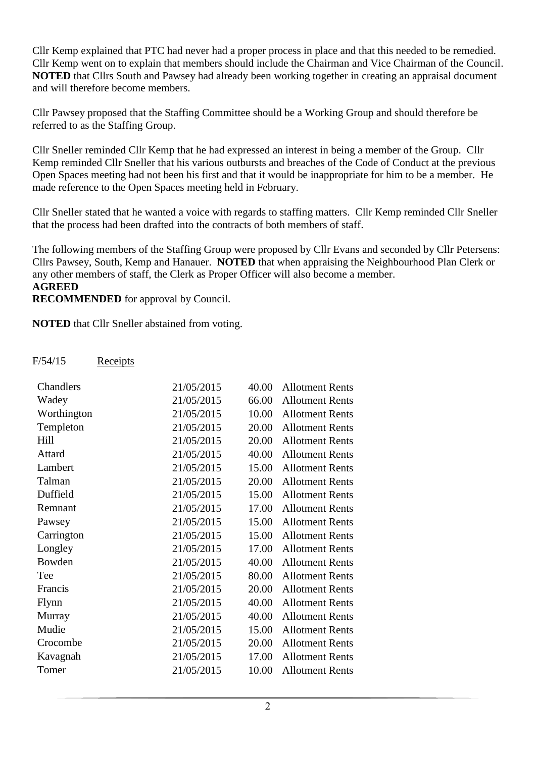Cllr Kemp explained that PTC had never had a proper process in place and that this needed to be remedied. Cllr Kemp went on to explain that members should include the Chairman and Vice Chairman of the Council. **NOTED** that Cllrs South and Pawsey had already been working together in creating an appraisal document and will therefore become members.

Cllr Pawsey proposed that the Staffing Committee should be a Working Group and should therefore be referred to as the Staffing Group.

Cllr Sneller reminded Cllr Kemp that he had expressed an interest in being a member of the Group. Cllr Kemp reminded Cllr Sneller that his various outbursts and breaches of the Code of Conduct at the previous Open Spaces meeting had not been his first and that it would be inappropriate for him to be a member. He made reference to the Open Spaces meeting held in February.

Cllr Sneller stated that he wanted a voice with regards to staffing matters. Cllr Kemp reminded Cllr Sneller that the process had been drafted into the contracts of both members of staff.

The following members of the Staffing Group were proposed by Cllr Evans and seconded by Cllr Petersens: Cllrs Pawsey, South, Kemp and Hanauer. **NOTED** that when appraising the Neighbourhood Plan Clerk or any other members of staff, the Clerk as Proper Officer will also become a member.
**AGREED**
**RECOMMENDED** for approval by Council.

**NOTED** that Cllr Sneller abstained from voting.

F/54/15 Receipts

| | | | |
|---|---|---|---|
| Chandlers | 21/05/2015 | 40.00 | Allotment Rents |
| Wadey | 21/05/2015 | 66.00 | Allotment Rents |
| Worthington | 21/05/2015 | 10.00 | Allotment Rents |
| Templeton | 21/05/2015 | 20.00 | Allotment Rents |
| Hill | 21/05/2015 | 20.00 | Allotment Rents |
| Attard | 21/05/2015 | 40.00 | Allotment Rents |
| Lambert | 21/05/2015 | 15.00 | Allotment Rents |
| Talman | 21/05/2015 | 20.00 | Allotment Rents |
| Duffield | 21/05/2015 | 15.00 | Allotment Rents |
| Remnant | 21/05/2015 | 17.00 | Allotment Rents |
| Pawsey | 21/05/2015 | 15.00 | Allotment Rents |
| Carrington | 21/05/2015 | 15.00 | Allotment Rents |
| Longley | 21/05/2015 | 17.00 | Allotment Rents |
| Bowden | 21/05/2015 | 40.00 | Allotment Rents |
| Tee | 21/05/2015 | 80.00 | Allotment Rents |
| Francis | 21/05/2015 | 20.00 | Allotment Rents |
| Flynn | 21/05/2015 | 40.00 | Allotment Rents |
| Murray | 21/05/2015 | 40.00 | Allotment Rents |
| Mudie | 21/05/2015 | 15.00 | Allotment Rents |
| Crocombe | 21/05/2015 | 20.00 | Allotment Rents |
| Kavagnah | 21/05/2015 | 17.00 | Allotment Rents |
| Tomer | 21/05/2015 | 10.00 | Allotment Rents |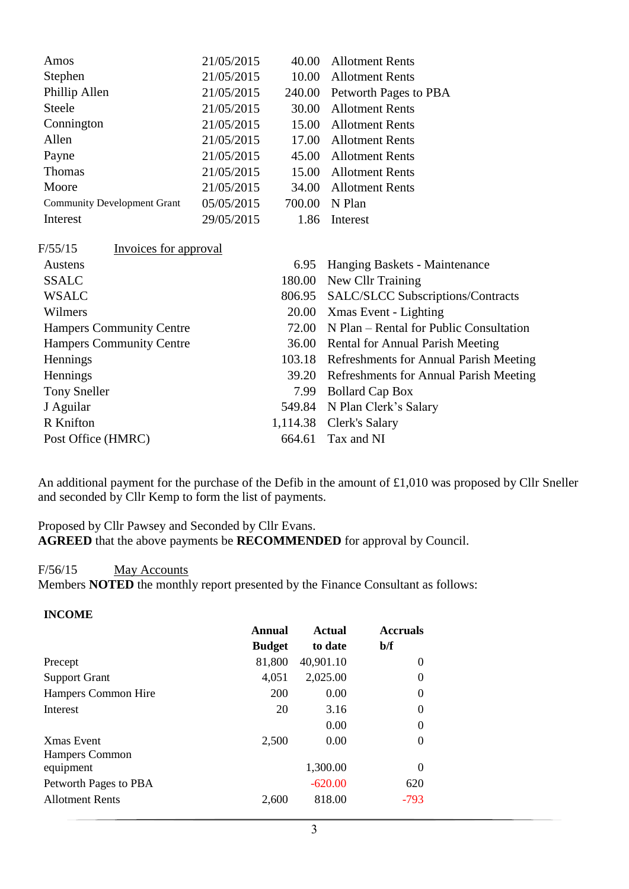| | | | |
|---|---|---|---|
| Amos | 21/05/2015 | 40.00 | Allotment Rents |
| Stephen | 21/05/2015 | 10.00 | Allotment Rents |
| Phillip Allen | 21/05/2015 | 240.00 | Petworth Pages to PBA |
| Steele | 21/05/2015 | 30.00 | Allotment Rents |
| Connington | 21/05/2015 | 15.00 | Allotment Rents |
| Allen | 21/05/2015 | 17.00 | Allotment Rents |
| Payne | 21/05/2015 | 45.00 | Allotment Rents |
| Thomas | 21/05/2015 | 15.00 | Allotment Rents |
| Moore | 21/05/2015 | 34.00 | Allotment Rents |
| Community Development Grant | 05/05/2015 | 700.00 | N Plan |
| Interest | 29/05/2015 | 1.86 | Interest |

F/55/15 Invoices for approval

| | | |
|---|---|---|
| Austens | 6.95 | Hanging Baskets - Maintenance |
| SSALC | 180.00 | New Cllr Training |
| WSALC | 806.95 | SALC/SLCC Subscriptions/Contracts |
| Wilmers | 20.00 | Xmas Event - Lighting |
| Hampers Community Centre | 72.00 | N Plan – Rental for Public Consultation |
| Hampers Community Centre | 36.00 | Rental for Annual Parish Meeting |
| Hennings | 103.18 | Refreshments for Annual Parish Meeting |
| Hennings | 39.20 | Refreshments for Annual Parish Meeting |
| Tony Sneller | 7.99 | Bollard Cap Box |
| J Aguilar | 549.84 | N Plan Clerk's Salary |
| R Knifton | 1,114.38 | Clerk's Salary |
| Post Office (HMRC) | 664.61 | Tax and NI |

An additional payment for the purchase of the Defib in the amount of £1,010 was proposed by Cllr Sneller and seconded by Cllr Kemp to form the list of payments.

Proposed by Cllr Pawsey and Seconded by Cllr Evans.
**AGREED** that the above payments be **RECOMMENDED** for approval by Council.

F/56/15 May Accounts
Members **NOTED** the monthly report presented by the Finance Consultant as follows:

**INCOME**

| | Annual Budget | Actual to date | Accruals b/f |
|---|---|---|---|
| Precept | 81,800 | 40,901.10 | 0 |
| Support Grant | 4,051 | 2,025.00 | 0 |
| Hampers Common Hire | 200 | 0.00 | 0 |
| Interest | 20 | 3.16 | 0 |
| | | 0.00 | 0 |
| Xmas Event | 2,500 | 0.00 | 0 |
| Hampers Common equipment | | 1,300.00 | 0 |
| Petworth Pages to PBA | | -620.00 | 620 |
| Allotment Rents | 2,600 | 818.00 | -793 |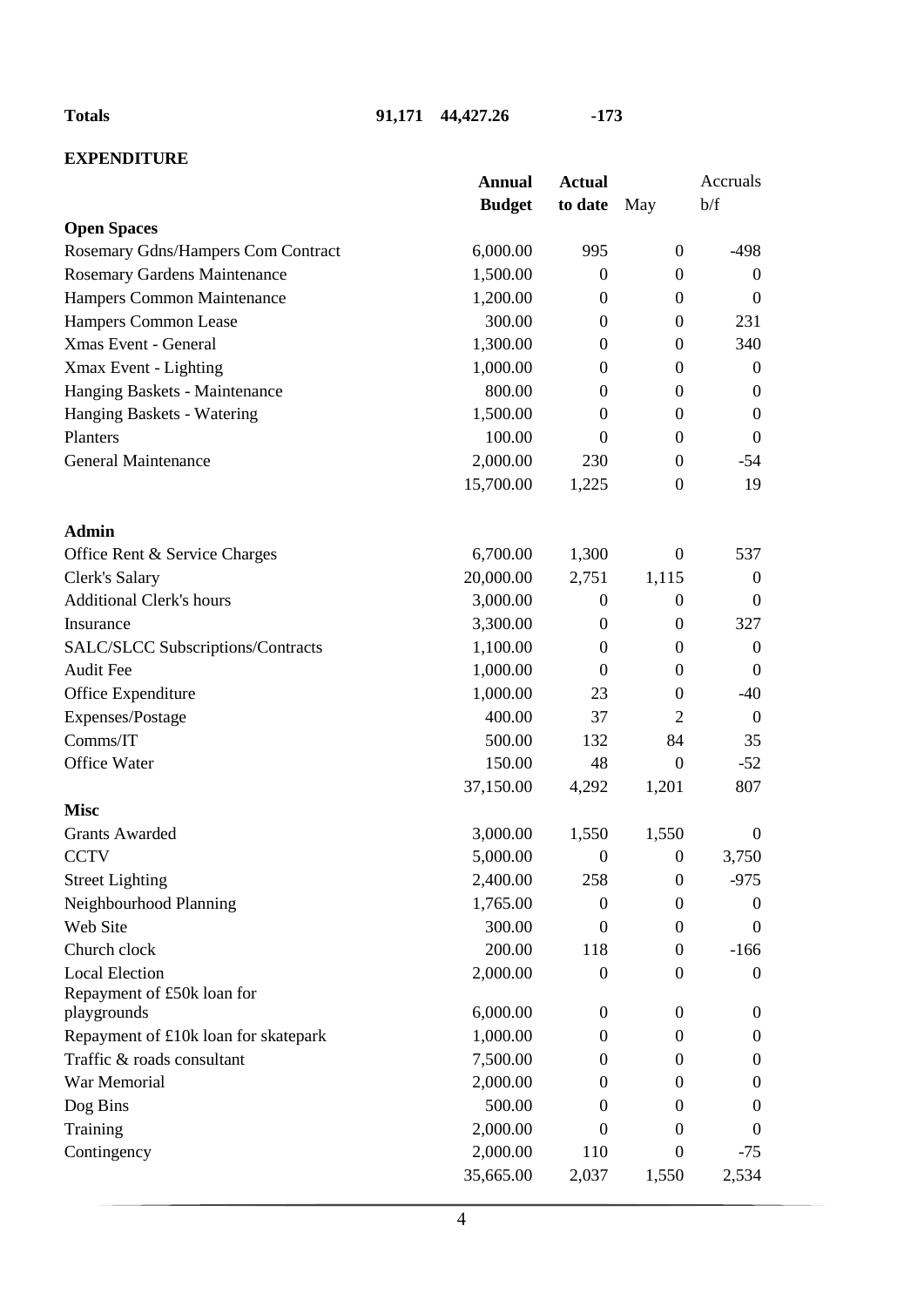| **Totals** | **91,171** | **44,427.26** | **-173** |
|---|---|---|---|

**EXPENDITURE**

| | **Annual Budget** | **Actual to date** | May | Accruals b/f |
|---|---|---|---|---|
| **Open Spaces** | | | | |
| Rosemary Gdns/Hampers Com Contract | 6,000.00 | 995 | 0 | -498 |
| Rosemary Gardens Maintenance | 1,500.00 | 0 | 0 | 0 |
| Hampers Common Maintenance | 1,200.00 | 0 | 0 | 0 |
| Hampers Common Lease | 300.00 | 0 | 0 | 231 |
| Xmas Event - General | 1,300.00 | 0 | 0 | 340 |
| Xmax Event - Lighting | 1,000.00 | 0 | 0 | 0 |
| Hanging Baskets - Maintenance | 800.00 | 0 | 0 | 0 |
| Hanging Baskets - Watering | 1,500.00 | 0 | 0 | 0 |
| Planters | 100.00 | 0 | 0 | 0 |
| General Maintenance | 2,000.00 | 230 | 0 | -54 |
| | 15,700.00 | 1,225 | 0 | 19 |
| **Admin** | | | | |
| Office Rent & Service Charges | 6,700.00 | 1,300 | 0 | 537 |
| Clerk's Salary | 20,000.00 | 2,751 | 1,115 | 0 |
| Additional Clerk's hours | 3,000.00 | 0 | 0 | 0 |
| Insurance | 3,300.00 | 0 | 0 | 327 |
| SALC/SLCC Subscriptions/Contracts | 1,100.00 | 0 | 0 | 0 |
| Audit Fee | 1,000.00 | 0 | 0 | 0 |
| Office Expenditure | 1,000.00 | 23 | 0 | -40 |
| Expenses/Postage | 400.00 | 37 | 2 | 0 |
| Comms/IT | 500.00 | 132 | 84 | 35 |
| Office Water | 150.00 | 48 | 0 | -52 |
| | 37,150.00 | 4,292 | 1,201 | 807 |
| **Misc** | | | | |
| Grants Awarded | 3,000.00 | 1,550 | 1,550 | 0 |
| CCTV | 5,000.00 | 0 | 0 | 3,750 |
| Street Lighting | 2,400.00 | 258 | 0 | -975 |
| Neighbourhood Planning | 1,765.00 | 0 | 0 | 0 |
| Web Site | 300.00 | 0 | 0 | 0 |
| Church clock | 200.00 | 118 | 0 | -166 |
| Local Election | 2,000.00 | 0 | 0 | 0 |
| Repayment of £50k loan for playgrounds | 6,000.00 | 0 | 0 | 0 |
| Repayment of £10k loan for skatepark | 1,000.00 | 0 | 0 | 0 |
| Traffic & roads consultant | 7,500.00 | 0 | 0 | 0 |
| War Memorial | 2,000.00 | 0 | 0 | 0 |
| Dog Bins | 500.00 | 0 | 0 | 0 |
| Training | 2,000.00 | 0 | 0 | 0 |
| Contingency | 2,000.00 | 110 | 0 | -75 |
| | 35,665.00 | 2,037 | 1,550 | 2,534 |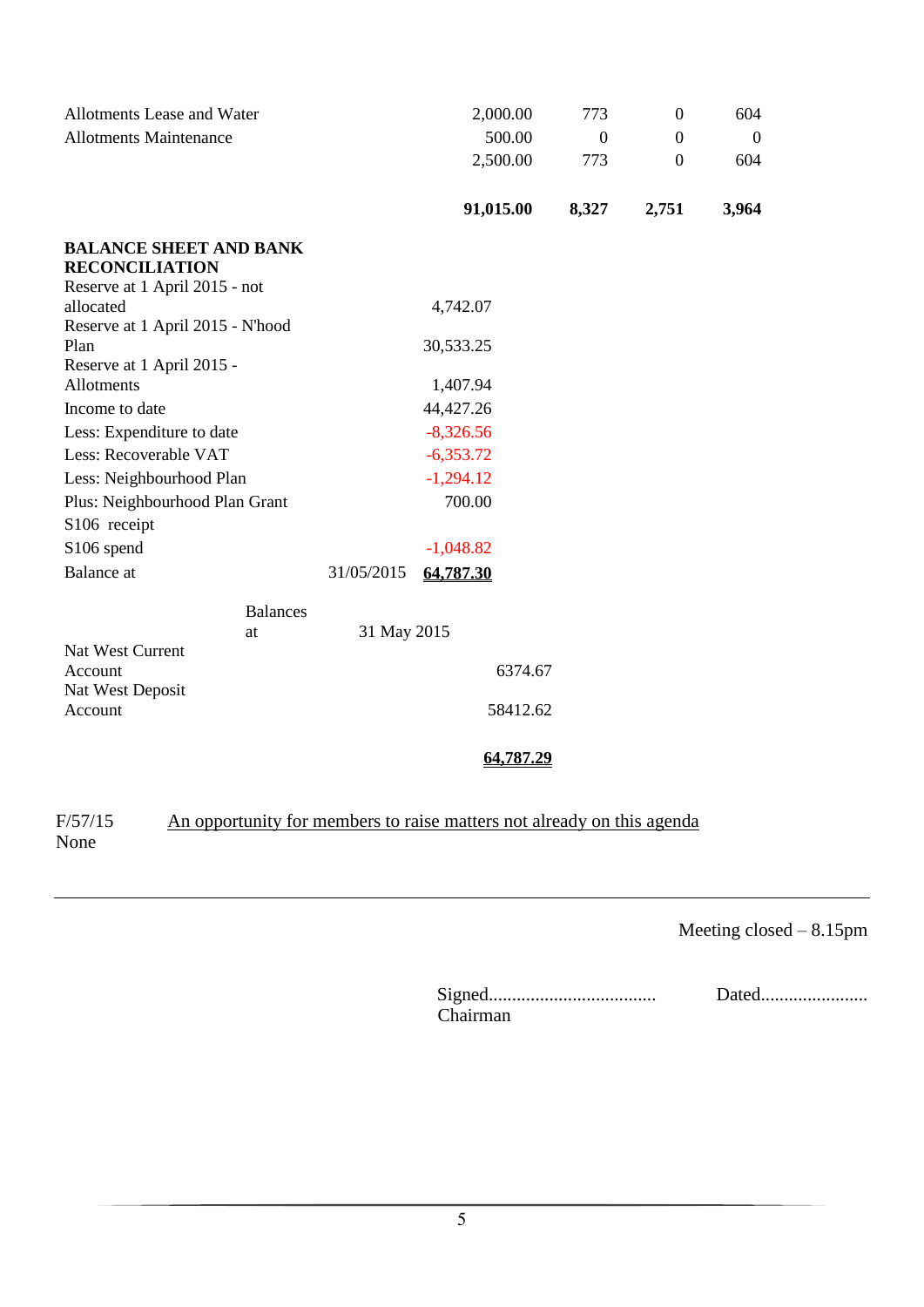| | | | | |
|---|---|---|---|---|
| Allotments Lease and Water | 2,000.00 | 773 | 0 | 604 |
| Allotments Maintenance | 500.00 | 0 | 0 | 0 |
| | 2,500.00 | 773 | 0 | 604 |
| | **91,015.00** | **8,327** | **2,751** | **3,964** |

**BALANCE SHEET AND BANK RECONCILIATION**

| | | |
|---|---|---|
| Reserve at 1 April 2015 - not allocated | | 4,742.07 |
| Reserve at 1 April 2015 - N'hood Plan | | 30,533.25 |
| Reserve at 1 April 2015 - Allotments | | 1,407.94 |
| Income to date | | 44,427.26 |
| Less: Expenditure to date | | -8,326.56 |
| Less: Recoverable VAT | | -6,353.72 |
| Less: Neighbourhood Plan | | -1,294.12 |
| Plus: Neighbourhood Plan Grant | | 700.00 |
| S106 receipt | | |
| S106 spend | | -1,048.82 |
| Balance at | 31/05/2015 | **64,787.30** |

| Balances at | 31 May 2015 |
|---|---|
| Nat West Current Account | 6374.67 |
| Nat West Deposit Account | 58412.62 |
| | **64,787.29** |

F/57/15 An opportunity for members to raise matters not already on this agenda

None

---

Meeting closed – 8.15pm

Signed.................................... Dated.......................

Chairman